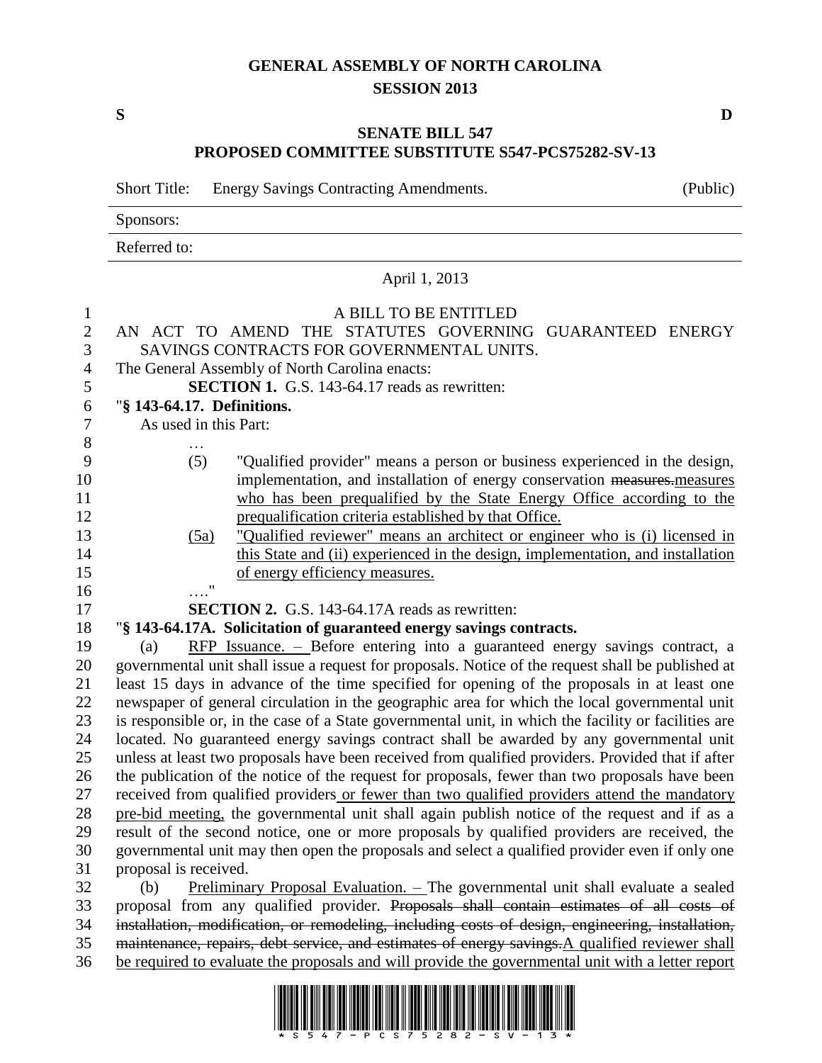# GENERAL ASSEMBLY OF NORTH CAROLINA
## SESSION 2013

**S** **D**

## SENATE BILL 547
## PROPOSED COMMITTEE SUBSTITUTE S547-PCS75282-SV-13

Short Title: Energy Savings Contracting Amendments. (Public)

Sponsors:

Referred to:

April 1, 2013

A BILL TO BE ENTITLED

AN ACT TO AMEND THE STATUTES GOVERNING GUARANTEED ENERGY SAVINGS CONTRACTS FOR GOVERNMENTAL UNITS.

The General Assembly of North Carolina enacts:

**SECTION 1.** G.S. 143-64.17 reads as rewritten:

"**§ 143-64.17. Definitions.**

As used in this Part:

…

(5) "Qualified provider" means a person or business experienced in the design, implementation, and installation of energy conservation ~~measures.~~<u>measures who has been prequalified by the State Energy Office according to the prequalification criteria established by that Office.</u>

<u>(5a) "Qualified reviewer" means an architect or engineer who is (i) licensed in this State and (ii) experienced in the design, implementation, and installation of energy efficiency measures.</u>

…."

**SECTION 2.** G.S. 143-64.17A reads as rewritten:

"**§ 143-64.17A. Solicitation of guaranteed energy savings contracts.**

(a) <u>RFP Issuance. –</u> Before entering into a guaranteed energy savings contract, a governmental unit shall issue a request for proposals. Notice of the request shall be published at least 15 days in advance of the time specified for opening of the proposals in at least one newspaper of general circulation in the geographic area for which the local governmental unit is responsible or, in the case of a State governmental unit, in which the facility or facilities are located. No guaranteed energy savings contract shall be awarded by any governmental unit unless at least two proposals have been received from qualified providers. Provided that if after the publication of the notice of the request for proposals, fewer than two proposals have been received from qualified providers<u> or fewer than two qualified providers attend the mandatory pre-bid meeting,</u> the governmental unit shall again publish notice of the request and if as a result of the second notice, one or more proposals by qualified providers are received, the governmental unit may then open the proposals and select a qualified provider even if only one proposal is received.

(b) <u>Preliminary Proposal Evaluation. –</u> The governmental unit shall evaluate a sealed proposal from any qualified provider. ~~Proposals shall contain estimates of all costs of installation, modification, or remodeling, including costs of design, engineering, installation, maintenance, repairs, debt service, and estimates of energy savings.~~<u>A qualified reviewer shall be required to evaluate the proposals and will provide the governmental unit with a letter report</u>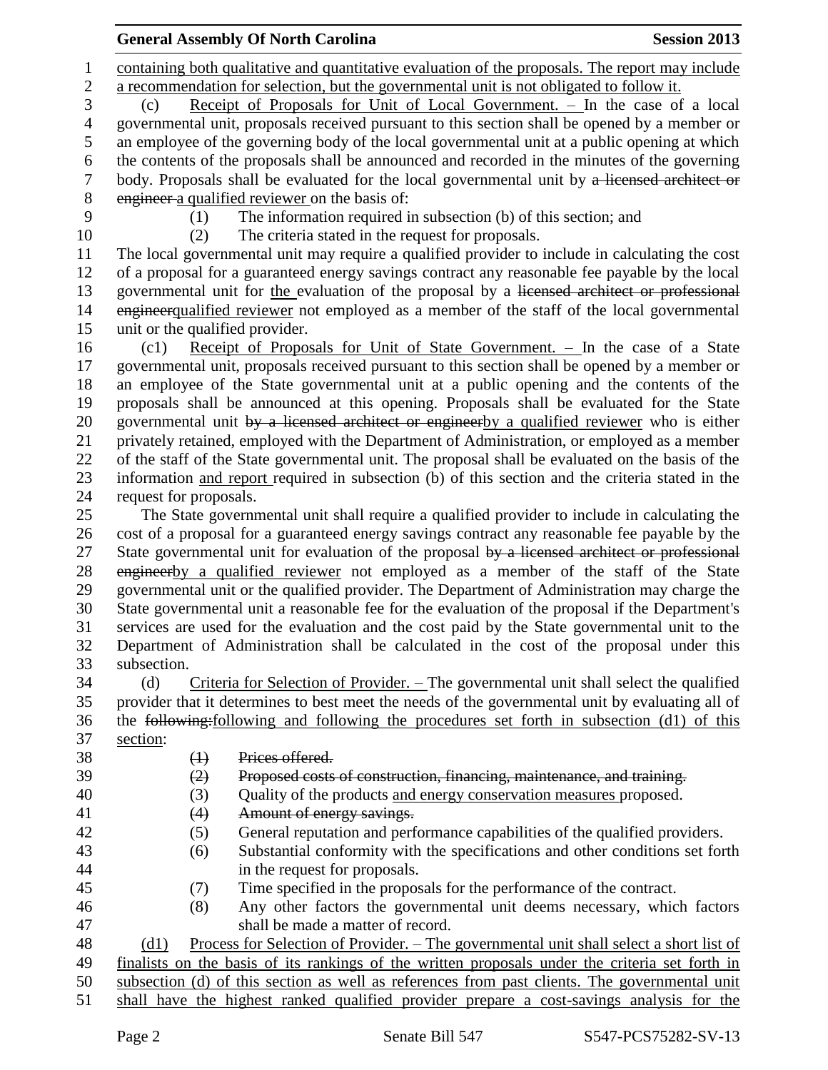containing both qualitative and quantitative evaluation of the proposals. The report may include a recommendation for selection, but the governmental unit is not obligated to follow it.

(c) Receipt of Proposals for Unit of Local Government. – In the case of a local governmental unit, proposals received pursuant to this section shall be opened by a member or an employee of the governing body of the local governmental unit at a public opening at which the contents of the proposals shall be announced and recorded in the minutes of the governing body. Proposals shall be evaluated for the local governmental unit by ~~a licensed architect or engineer~~ a qualified reviewer on the basis of:

(1) The information required in subsection (b) of this section; and

(2) The criteria stated in the request for proposals.

The local governmental unit may require a qualified provider to include in calculating the cost of a proposal for a guaranteed energy savings contract any reasonable fee payable by the local governmental unit for the evaluation of the proposal by a ~~licensed architect or professional engineer~~qualified reviewer not employed as a member of the staff of the local governmental unit or the qualified provider.

(c1) Receipt of Proposals for Unit of State Government. – In the case of a State governmental unit, proposals received pursuant to this section shall be opened by a member or an employee of the State governmental unit at a public opening and the contents of the proposals shall be announced at this opening. Proposals shall be evaluated for the State governmental unit ~~by a licensed architect or engineer~~by a qualified reviewer who is either privately retained, employed with the Department of Administration, or employed as a member of the staff of the State governmental unit. The proposal shall be evaluated on the basis of the information and report required in subsection (b) of this section and the criteria stated in the request for proposals.

The State governmental unit shall require a qualified provider to include in calculating the cost of a proposal for a guaranteed energy savings contract any reasonable fee payable by the State governmental unit for evaluation of the proposal ~~by a licensed architect or professional engineer~~by a qualified reviewer not employed as a member of the staff of the State governmental unit or the qualified provider. The Department of Administration may charge the State governmental unit a reasonable fee for the evaluation of the proposal if the Department's services are used for the evaluation and the cost paid by the State governmental unit to the Department of Administration shall be calculated in the cost of the proposal under this subsection.

(d) Criteria for Selection of Provider. – The governmental unit shall select the qualified provider that it determines to best meet the needs of the governmental unit by evaluating all of the ~~following:~~following and following the procedures set forth in subsection (d1) of this section:

~~(1) Prices offered.~~

~~(2) Proposed costs of construction, financing, maintenance, and training.~~

(3) Quality of the products and energy conservation measures proposed.

~~(4) Amount of energy savings.~~

(5) General reputation and performance capabilities of the qualified providers.

(6) Substantial conformity with the specifications and other conditions set forth in the request for proposals.

(7) Time specified in the proposals for the performance of the contract.

(8) Any other factors the governmental unit deems necessary, which factors shall be made a matter of record.

(d1) Process for Selection of Provider. – The governmental unit shall select a short list of finalists on the basis of its rankings of the written proposals under the criteria set forth in subsection (d) of this section as well as references from past clients. The governmental unit shall have the highest ranked qualified provider prepare a cost-savings analysis for the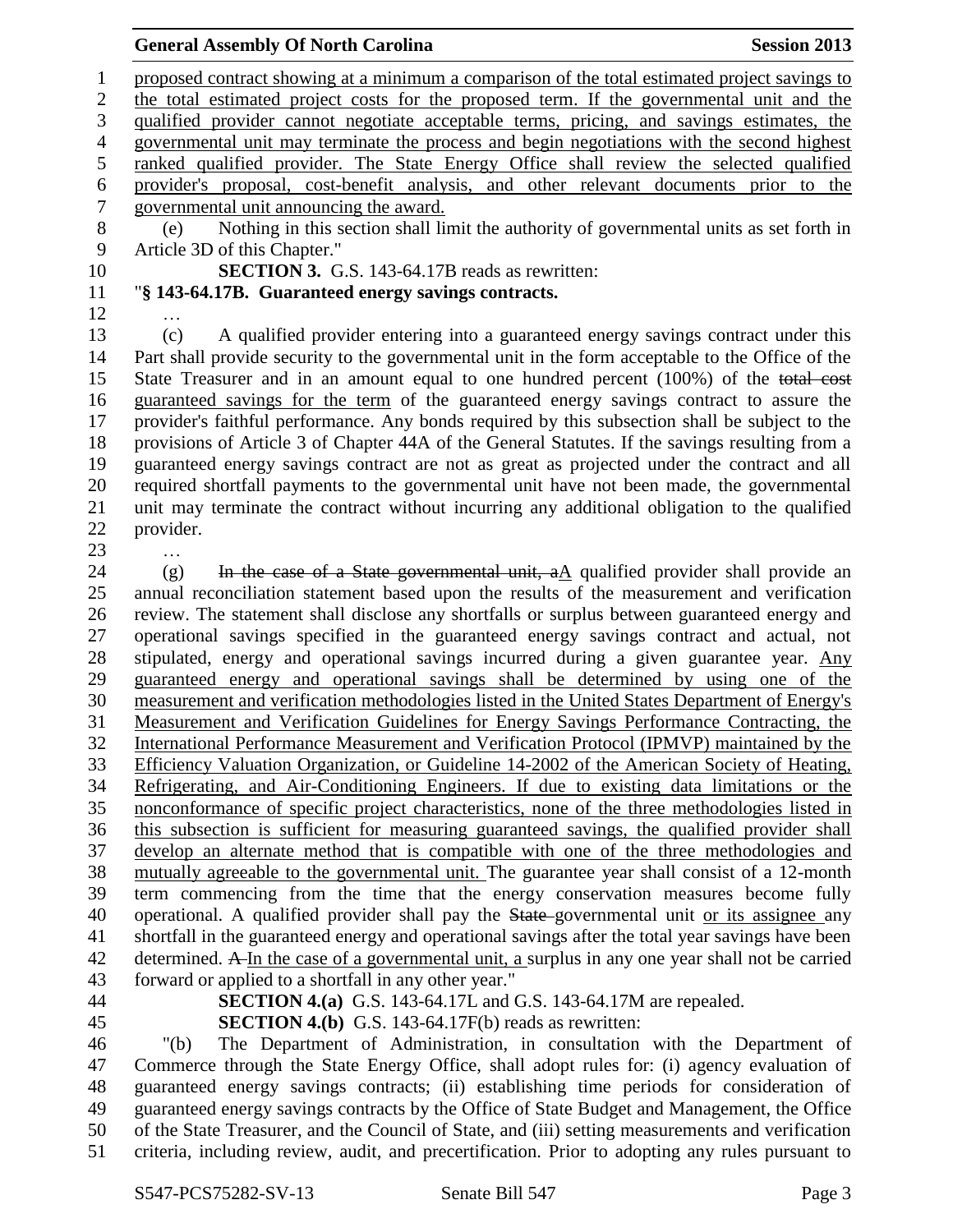proposed contract showing at a minimum a comparison of the total estimated project savings to the total estimated project costs for the proposed term. If the governmental unit and the qualified provider cannot negotiate acceptable terms, pricing, and savings estimates, the governmental unit may terminate the process and begin negotiations with the second highest ranked qualified provider. The State Energy Office shall review the selected qualified provider's proposal, cost-benefit analysis, and other relevant documents prior to the governmental unit announcing the award.

(e) Nothing in this section shall limit the authority of governmental units as set forth in Article 3D of this Chapter."

**SECTION 3.** G.S. 143-64.17B reads as rewritten:

"**§ 143-64.17B. Guaranteed energy savings contracts.**

…

(c) A qualified provider entering into a guaranteed energy savings contract under this Part shall provide security to the governmental unit in the form acceptable to the Office of the State Treasurer and in an amount equal to one hundred percent (100%) of the ~~total cost~~ guaranteed savings for the term of the guaranteed energy savings contract to assure the provider's faithful performance. Any bonds required by this subsection shall be subject to the provisions of Article 3 of Chapter 44A of the General Statutes. If the savings resulting from a guaranteed energy savings contract are not as great as projected under the contract and all required shortfall payments to the governmental unit have not been made, the governmental unit may terminate the contract without incurring any additional obligation to the qualified provider.

…

(g) ~~In the case of a State governmental unit, a~~A qualified provider shall provide an annual reconciliation statement based upon the results of the measurement and verification review. The statement shall disclose any shortfalls or surplus between guaranteed energy and operational savings specified in the guaranteed energy savings contract and actual, not stipulated, energy and operational savings incurred during a given guarantee year. Any guaranteed energy and operational savings shall be determined by using one of the measurement and verification methodologies listed in the United States Department of Energy's Measurement and Verification Guidelines for Energy Savings Performance Contracting, the International Performance Measurement and Verification Protocol (IPMVP) maintained by the Efficiency Valuation Organization, or Guideline 14-2002 of the American Society of Heating, Refrigerating, and Air-Conditioning Engineers. If due to existing data limitations or the nonconformance of specific project characteristics, none of the three methodologies listed in this subsection is sufficient for measuring guaranteed savings, the qualified provider shall develop an alternate method that is compatible with one of the three methodologies and mutually agreeable to the governmental unit. The guarantee year shall consist of a 12-month term commencing from the time that the energy conservation measures become fully operational. A qualified provider shall pay the ~~State~~ governmental unit or its assignee any shortfall in the guaranteed energy and operational savings after the total year savings have been determined. ~~A~~ In the case of a governmental unit, a surplus in any one year shall not be carried forward or applied to a shortfall in any other year."

**SECTION 4.(a)** G.S. 143-64.17L and G.S. 143-64.17M are repealed.

**SECTION 4.(b)** G.S. 143-64.17F(b) reads as rewritten:

"(b) The Department of Administration, in consultation with the Department of Commerce through the State Energy Office, shall adopt rules for: (i) agency evaluation of guaranteed energy savings contracts; (ii) establishing time periods for consideration of guaranteed energy savings contracts by the Office of State Budget and Management, the Office of the State Treasurer, and the Council of State, and (iii) setting measurements and verification criteria, including review, audit, and precertification. Prior to adopting any rules pursuant to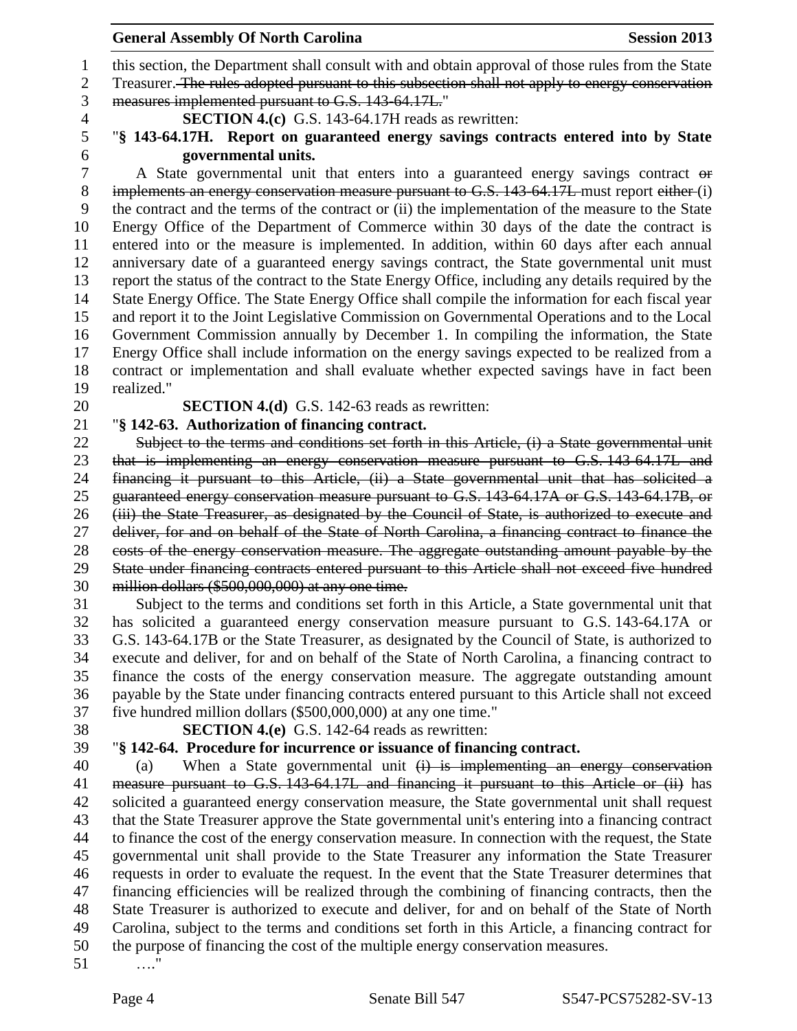this section, the Department shall consult with and obtain approval of those rules from the State Treasurer. ~~The rules adopted pursuant to this subsection shall not apply to energy conservation measures implemented pursuant to G.S. 143-64.17L.~~"

**SECTION 4.(c)** G.S. 143-64.17H reads as rewritten:

"**§ 143-64.17H. Report on guaranteed energy savings contracts entered into by State governmental units.**

A State governmental unit that enters into a guaranteed energy savings contract ~~or implements an energy conservation measure pursuant to G.S. 143-64.17L~~ must report ~~either~~ (i) the contract and the terms of the contract or (ii) the implementation of the measure to the State Energy Office of the Department of Commerce within 30 days of the date the contract is entered into or the measure is implemented. In addition, within 60 days after each annual anniversary date of a guaranteed energy savings contract, the State governmental unit must report the status of the contract to the State Energy Office, including any details required by the State Energy Office. The State Energy Office shall compile the information for each fiscal year and report it to the Joint Legislative Commission on Governmental Operations and to the Local Government Commission annually by December 1. In compiling the information, the State Energy Office shall include information on the energy savings expected to be realized from a contract or implementation and shall evaluate whether expected savings have in fact been realized."

**SECTION 4.(d)** G.S. 142-63 reads as rewritten:

"**§ 142-63. Authorization of financing contract.**

~~Subject to the terms and conditions set forth in this Article, (i) a State governmental unit that is implementing an energy conservation measure pursuant to G.S. 143-64.17L and financing it pursuant to this Article, (ii) a State governmental unit that has solicited a guaranteed energy conservation measure pursuant to G.S. 143-64.17A or G.S. 143-64.17B, or (iii) the State Treasurer, as designated by the Council of State, is authorized to execute and deliver, for and on behalf of the State of North Carolina, a financing contract to finance the costs of the energy conservation measure. The aggregate outstanding amount payable by the State under financing contracts entered pursuant to this Article shall not exceed five hundred million dollars ($500,000,000) at any one time.~~

Subject to the terms and conditions set forth in this Article, a State governmental unit that has solicited a guaranteed energy conservation measure pursuant to G.S. 143-64.17A or G.S. 143-64.17B or the State Treasurer, as designated by the Council of State, is authorized to execute and deliver, for and on behalf of the State of North Carolina, a financing contract to finance the costs of the energy conservation measure. The aggregate outstanding amount payable by the State under financing contracts entered pursuant to this Article shall not exceed five hundred million dollars ($500,000,000) at any one time."

**SECTION 4.(e)** G.S. 142-64 reads as rewritten:

"**§ 142-64. Procedure for incurrence or issuance of financing contract.**

(a) When a State governmental unit ~~(i) is implementing an energy conservation measure pursuant to G.S. 143-64.17L and financing it pursuant to this Article or (ii)~~ has solicited a guaranteed energy conservation measure, the State governmental unit shall request that the State Treasurer approve the State governmental unit's entering into a financing contract to finance the cost of the energy conservation measure. In connection with the request, the State governmental unit shall provide to the State Treasurer any information the State Treasurer requests in order to evaluate the request. In the event that the State Treasurer determines that financing efficiencies will be realized through the combining of financing contracts, then the State Treasurer is authorized to execute and deliver, for and on behalf of the State of North Carolina, subject to the terms and conditions set forth in this Article, a financing contract for the purpose of financing the cost of the multiple energy conservation measures.

…."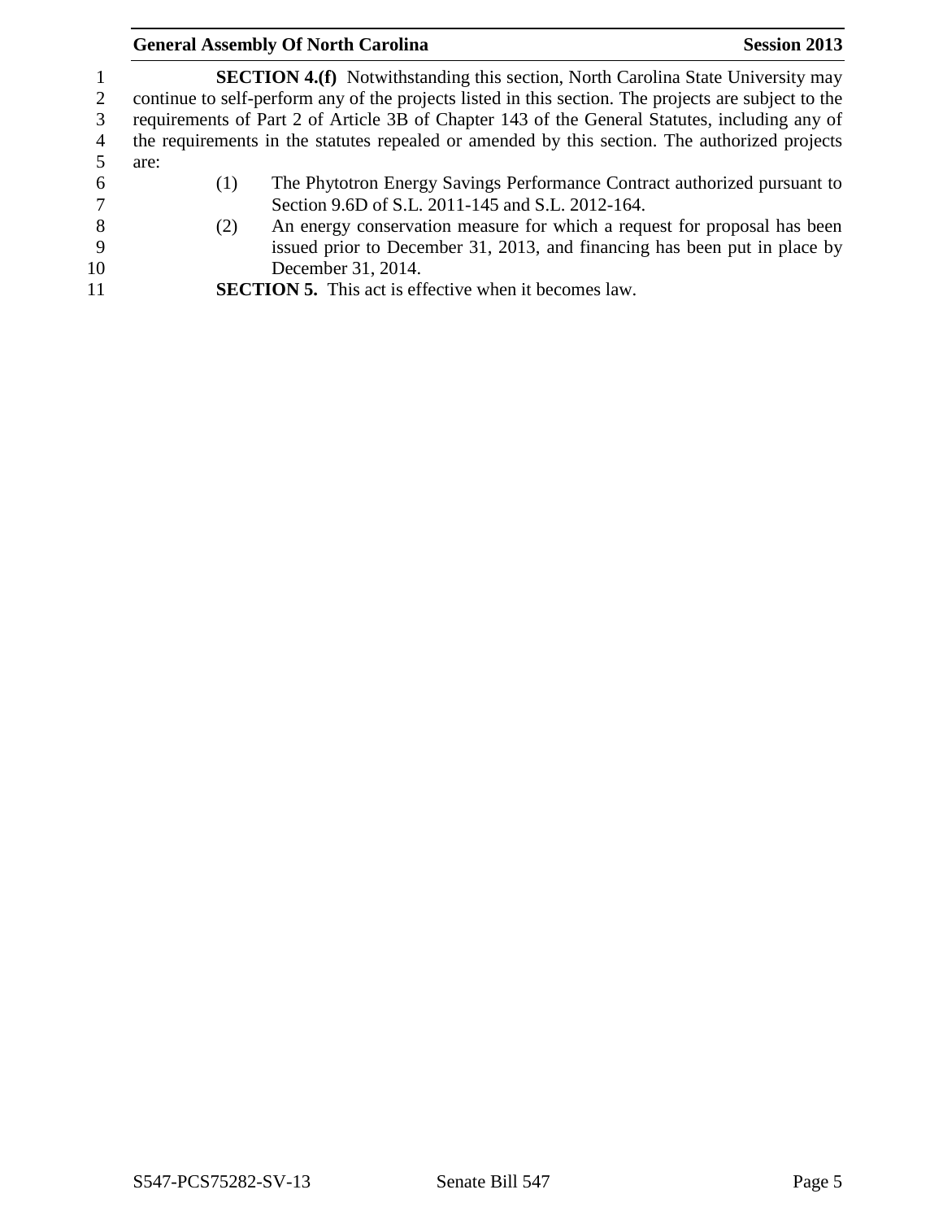**SECTION 4.(f)** Notwithstanding this section, North Carolina State University may continue to self-perform any of the projects listed in this section. The projects are subject to the requirements of Part 2 of Article 3B of Chapter 143 of the General Statutes, including any of the requirements in the statutes repealed or amended by this section. The authorized projects are:

(1) The Phytotron Energy Savings Performance Contract authorized pursuant to Section 9.6D of S.L. 2011-145 and S.L. 2012-164.

(2) An energy conservation measure for which a request for proposal has been issued prior to December 31, 2013, and financing has been put in place by December 31, 2014.

**SECTION 5.** This act is effective when it becomes law.